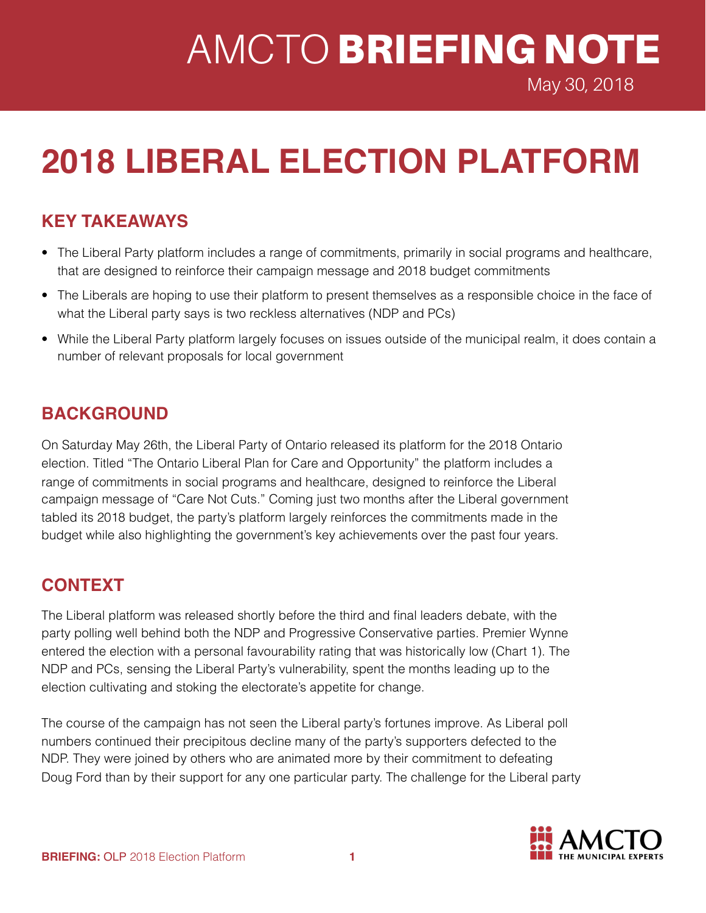# AMCTO BRIEFING NOTE

May 30, 2018

# 2018 LIBERAL ELECTION PLATFORM

## KEY TAKEAWAYS

- The Liberal Party platform includes a range of commitments, primarily in social programs and healthcare, that are designed to reinforce their campaign message and 2018 budget commitments
- The Liberals are hoping to use their platform to present themselves as a responsible choice in the face of what the Liberal party says is two reckless alternatives (NDP and PCs)
- While the Liberal Party platform largely focuses on issues outside of the municipal realm, it does contain a number of relevant proposals for local government

## BACKGROUND

On Saturday May 26th, the Liberal Party of Ontario released its platform for the 2018 Ontario election. Titled "The Ontario Liberal Plan for Care and Opportunity" the platform includes a range of commitments in social programs and healthcare, designed to reinforce the Liberal campaign message of "Care Not Cuts." Coming just two months after the Liberal government tabled its 2018 budget, the party's platform largely reinforces the commitments made in the budget while also highlighting the government's key achievements over the past four years.

## CONTEXT

The Liberal platform was released shortly before the third and final leaders debate, with the party polling well behind both the NDP and Progressive Conservative parties. Premier Wynne entered the election with a personal favourability rating that was historically low (Chart 1). The NDP and PCs, sensing the Liberal Party's vulnerability, spent the months leading up to the election cultivating and stoking the electorate's appetite for change.

The course of the campaign has not seen the Liberal party's fortunes improve. As Liberal poll numbers continued their precipitous decline many of the party's supporters defected to the NDP. They were joined by others who are animated more by their commitment to defeating Doug Ford than by their support for any one particular party. The challenge for the Liberal party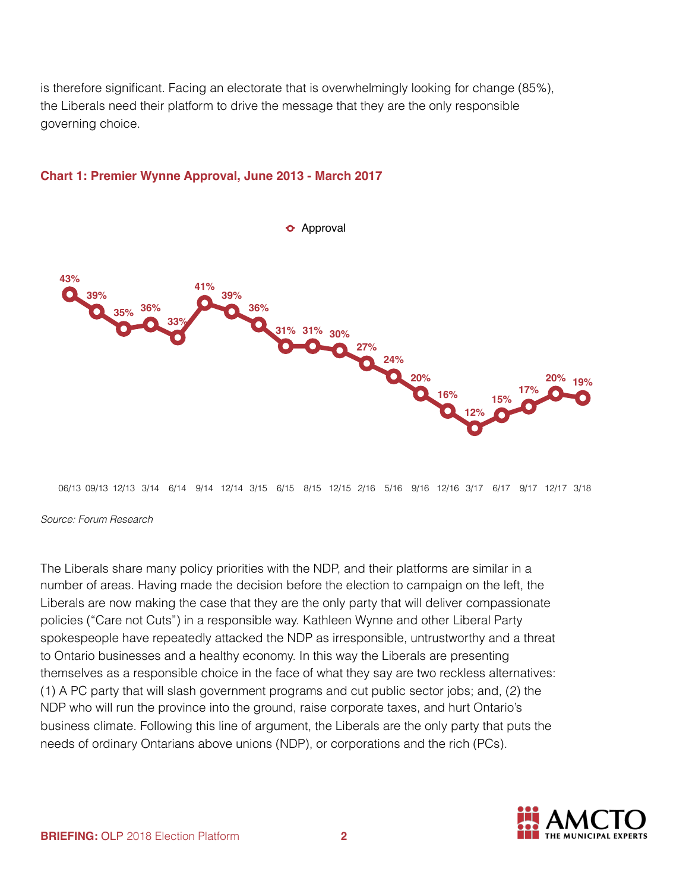is therefore significant. Facing an electorate that is overwhelmingly looking for change (85%), the Liberals need their platform to drive the message that they are the only responsible governing choice.

**Chart 1: Premier Wynne Approval, June 2013 - March 2017**

| Date | Approval |
|---|---|
| 06/13 | 43% |
| 09/13 | 39% |
| 12/13 | 35% |
| 3/14 | 36% |
| 6/14 | 33% |
| 9/14 | 41% |
| 12/14 | 39% |
| 3/15 | 36% |
| 6/15 | 31% |
| 8/15 | 31% |
| 12/15 | 30% |
| 2/16 | 27% |
| 5/16 | 24% |
| 9/16 | 20% |
| 12/16 | 16% |
| 3/17 | 12% |
| 6/17 | 15% |
| 9/17 | 17% |
| 12/17 | 20% |
| 3/18 | 19% |

*Source: Forum Research*

The Liberals share many policy priorities with the NDP, and their platforms are similar in a number of areas. Having made the decision before the election to campaign on the left, the Liberals are now making the case that they are the only party that will deliver compassionate policies ("Care not Cuts") in a responsible way. Kathleen Wynne and other Liberal Party spokespeople have repeatedly attacked the NDP as irresponsible, untrustworthy and a threat to Ontario businesses and a healthy economy. In this way the Liberals are presenting themselves as a responsible choice in the face of what they say are two reckless alternatives: (1) A PC party that will slash government programs and cut public sector jobs; and, (2) the NDP who will run the province into the ground, raise corporate taxes, and hurt Ontario's business climate. Following this line of argument, the Liberals are the only party that puts the needs of ordinary Ontarians above unions (NDP), or corporations and the rich (PCs).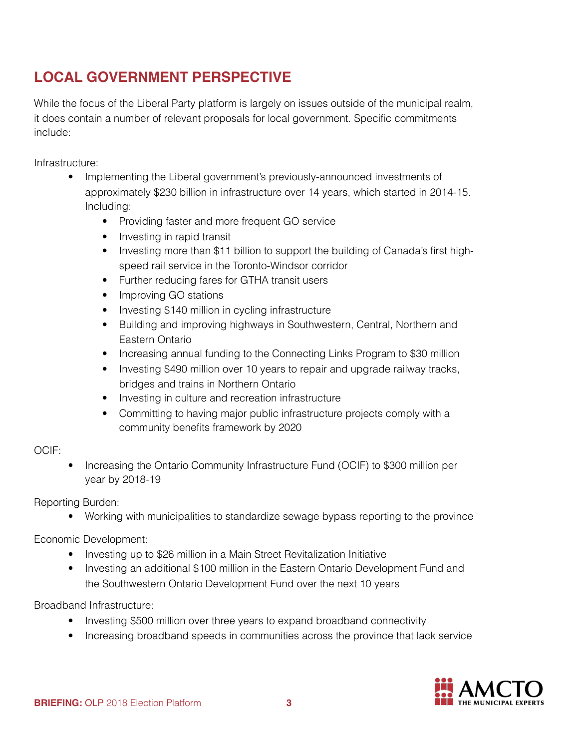## LOCAL GOVERNMENT PERSPECTIVE

While the focus of the Liberal Party platform is largely on issues outside of the municipal realm, it does contain a number of relevant proposals for local government. Specific commitments include:

Infrastructure:

- Implementing the Liberal government's previously-announced investments of approximately $230 billion in infrastructure over 14 years, which started in 2014-15. Including:
    - Providing faster and more frequent GO service
    - Investing in rapid transit
    - Investing more than $11 billion to support the building of Canada's first high-speed rail service in the Toronto-Windsor corridor
    - Further reducing fares for GTHA transit users
    - Improving GO stations
    - Investing $140 million in cycling infrastructure
    - Building and improving highways in Southwestern, Central, Northern and Eastern Ontario
    - Increasing annual funding to the Connecting Links Program to $30 million
    - Investing $490 million over 10 years to repair and upgrade railway tracks, bridges and trains in Northern Ontario
    - Investing in culture and recreation infrastructure
    - Committing to having major public infrastructure projects comply with a community benefits framework by 2020

OCIF:

- Increasing the Ontario Community Infrastructure Fund (OCIF) to $300 million per year by 2018-19

Reporting Burden:

- Working with municipalities to standardize sewage bypass reporting to the province

Economic Development:

- Investing up to $26 million in a Main Street Revitalization Initiative
- Investing an additional $100 million in the Eastern Ontario Development Fund and the Southwestern Ontario Development Fund over the next 10 years

Broadband Infrastructure:

- Investing $500 million over three years to expand broadband connectivity
- Increasing broadband speeds in communities across the province that lack service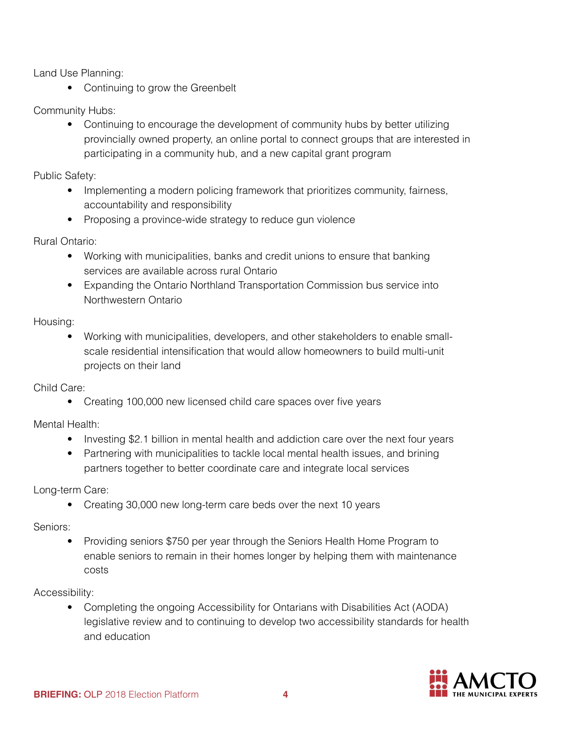Land Use Planning:

- Continuing to grow the Greenbelt

Community Hubs:

- Continuing to encourage the development of community hubs by better utilizing provincially owned property, an online portal to connect groups that are interested in participating in a community hub, and a new capital grant program

Public Safety:

- Implementing a modern policing framework that prioritizes community, fairness, accountability and responsibility
- Proposing a province-wide strategy to reduce gun violence

Rural Ontario:

- Working with municipalities, banks and credit unions to ensure that banking services are available across rural Ontario
- Expanding the Ontario Northland Transportation Commission bus service into Northwestern Ontario

Housing:

- Working with municipalities, developers, and other stakeholders to enable small-scale residential intensification that would allow homeowners to build multi-unit projects on their land

Child Care:

- Creating 100,000 new licensed child care spaces over five years

Mental Health:

- Investing $2.1 billion in mental health and addiction care over the next four years
- Partnering with municipalities to tackle local mental health issues, and brining partners together to better coordinate care and integrate local services

Long-term Care:

- Creating 30,000 new long-term care beds over the next 10 years

Seniors:

- Providing seniors $750 per year through the Seniors Health Home Program to enable seniors to remain in their homes longer by helping them with maintenance costs

Accessibility:

- Completing the ongoing Accessibility for Ontarians with Disabilities Act (AODA) legislative review and to continuing to develop two accessibility standards for health and education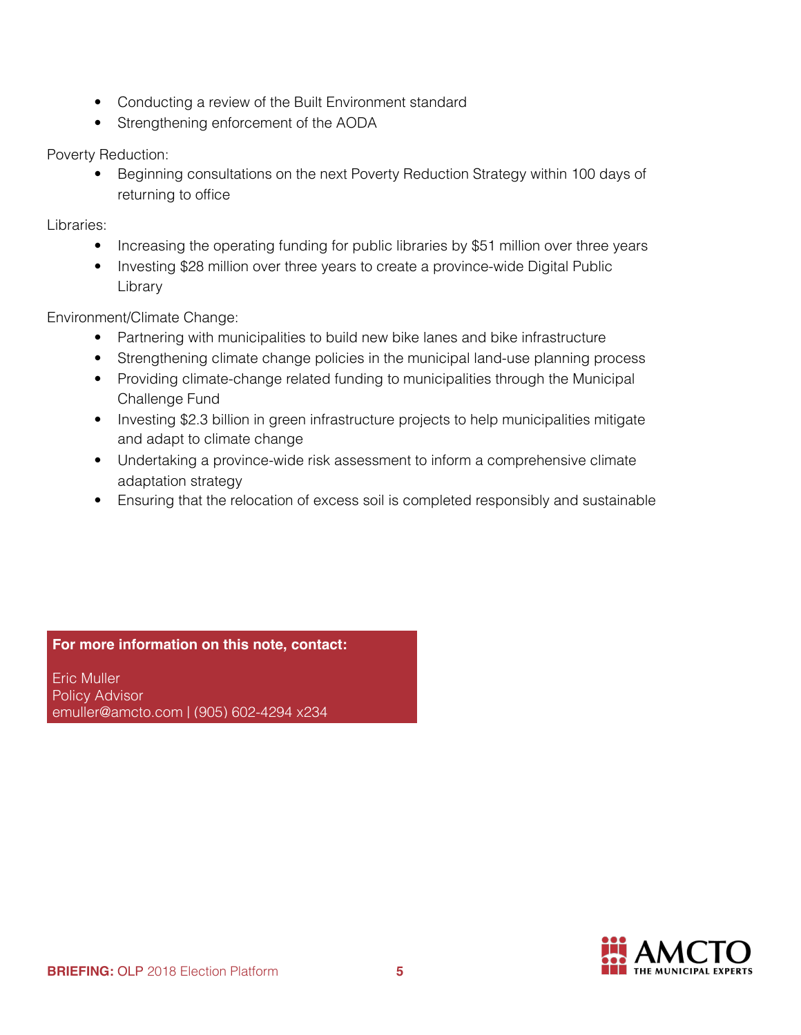- Conducting a review of the Built Environment standard
- Strengthening enforcement of the AODA

Poverty Reduction:

- Beginning consultations on the next Poverty Reduction Strategy within 100 days of returning to office

Libraries:

- Increasing the operating funding for public libraries by $51 million over three years
- Investing $28 million over three years to create a province-wide Digital Public Library

Environment/Climate Change:

- Partnering with municipalities to build new bike lanes and bike infrastructure
- Strengthening climate change policies in the municipal land-use planning process
- Providing climate-change related funding to municipalities through the Municipal Challenge Fund
- Investing $2.3 billion in green infrastructure projects to help municipalities mitigate and adapt to climate change
- Undertaking a province-wide risk assessment to inform a comprehensive climate adaptation strategy
- Ensuring that the relocation of excess soil is completed responsibly and sustainable

**For more information on this note, contact:**

Eric Muller
Policy Advisor
emuller@amcto.com | (905) 602-4294 x234